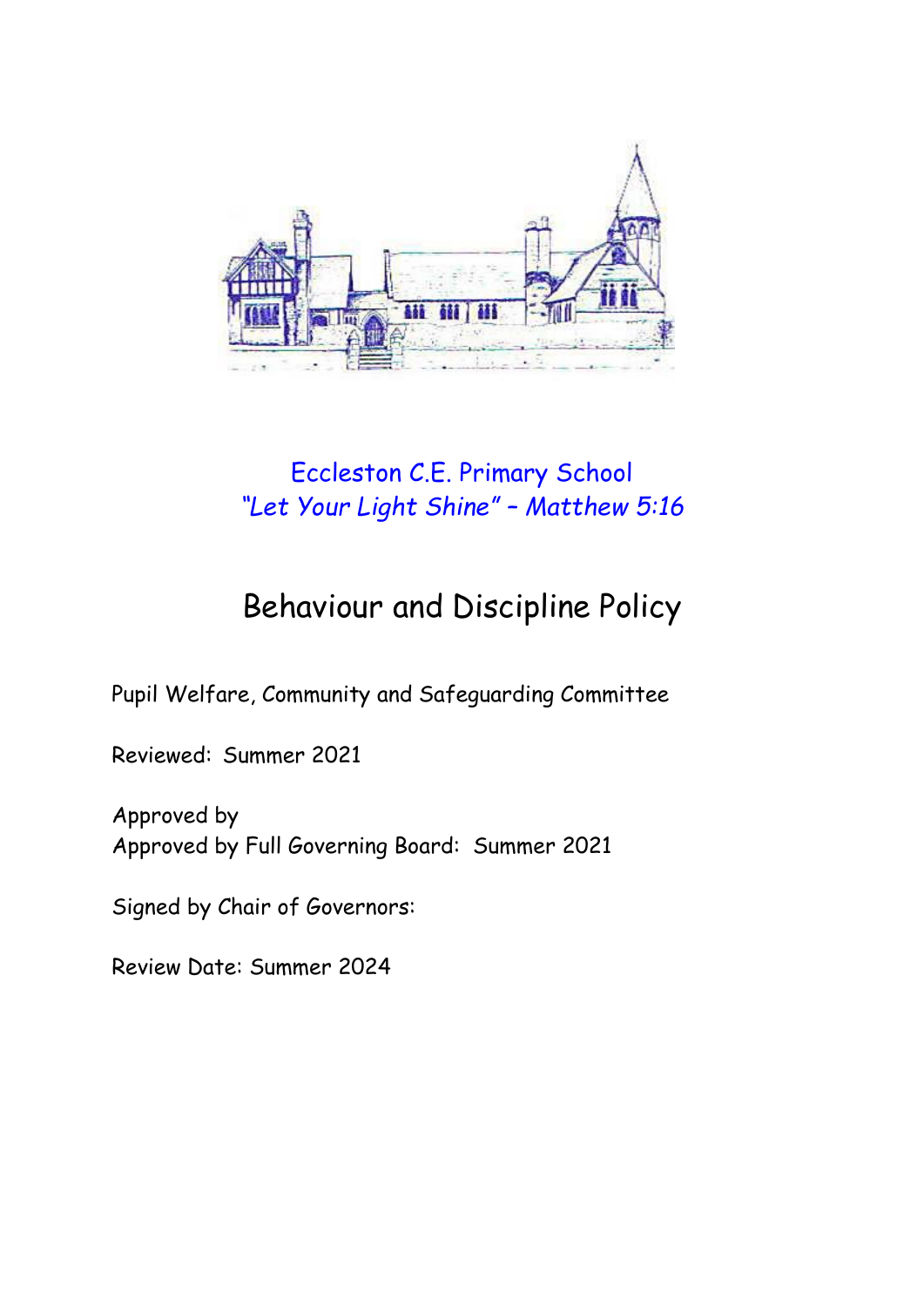Eccleston C.E. Primary School

*"Let Your Light Shine" – Matthew 5:16*

# Behaviour and Discipline Policy

Pupil Welfare, Community and Safeguarding Committee

Reviewed: Summer 2021

Approved by

Approved by Full Governing Board: Summer 2021

Signed by Chair of Governors:

Review Date: Summer 2024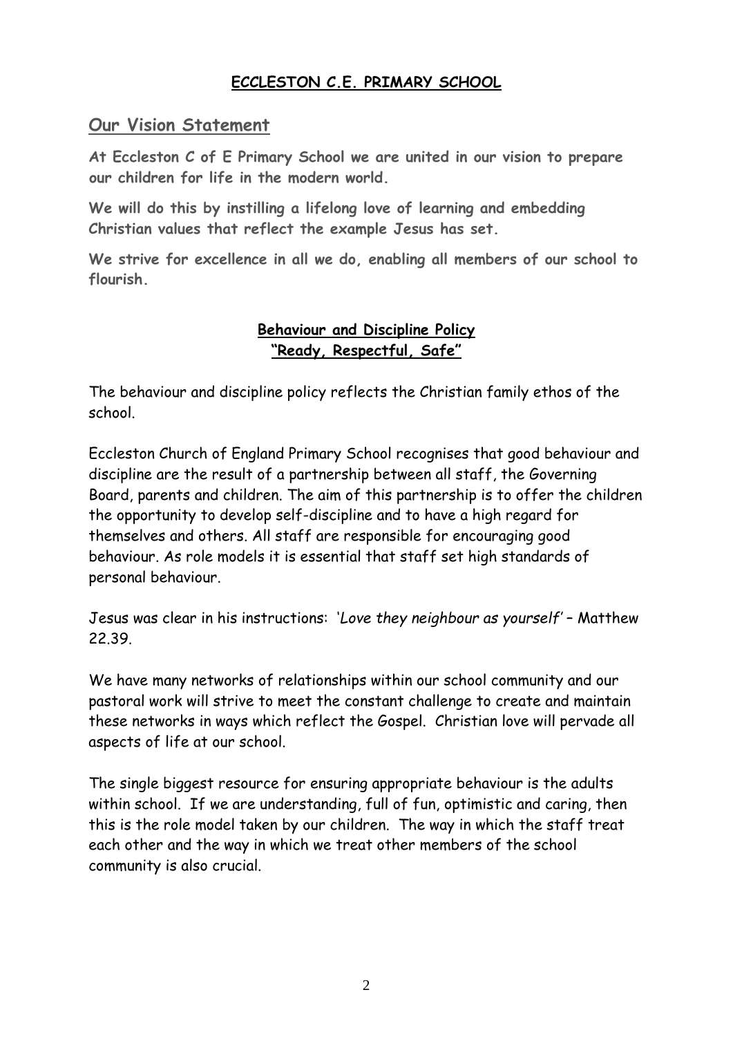**ECCLESTON C.E. PRIMARY SCHOOL**

## Our Vision Statement

**At Eccleston C of E Primary School we are united in our vision to prepare our children for life in the modern world.**

**We will do this by instilling a lifelong love of learning and embedding Christian values that reflect the example Jesus has set.**

**We strive for excellence in all we do, enabling all members of our school to flourish.**

**Behaviour and Discipline Policy**
**"Ready, Respectful, Safe"**

The behaviour and discipline policy reflects the Christian family ethos of the school.

Eccleston Church of England Primary School recognises that good behaviour and discipline are the result of a partnership between all staff, the Governing Board, parents and children. The aim of this partnership is to offer the children the opportunity to develop self-discipline and to have a high regard for themselves and others. All staff are responsible for encouraging good behaviour. As role models it is essential that staff set high standards of personal behaviour.

Jesus was clear in his instructions: *'Love they neighbour as yourself'* – Matthew 22.39.

We have many networks of relationships within our school community and our pastoral work will strive to meet the constant challenge to create and maintain these networks in ways which reflect the Gospel. Christian love will pervade all aspects of life at our school.

The single biggest resource for ensuring appropriate behaviour is the adults within school. If we are understanding, full of fun, optimistic and caring, then this is the role model taken by our children. The way in which the staff treat each other and the way in which we treat other members of the school community is also crucial.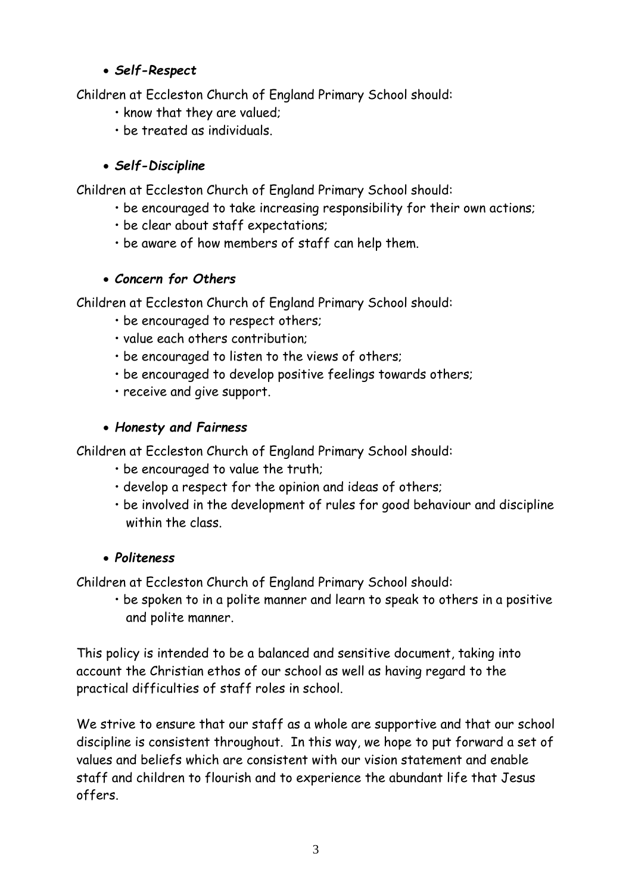- ***Self-Respect***

Children at Eccleston Church of England Primary School should:

- know that they are valued;
- be treated as individuals.

- ***Self-Discipline***

Children at Eccleston Church of England Primary School should:

- be encouraged to take increasing responsibility for their own actions;
- be clear about staff expectations;
- be aware of how members of staff can help them.

- ***Concern for Others***

Children at Eccleston Church of England Primary School should:

- be encouraged to respect others;
- value each others contribution;
- be encouraged to listen to the views of others;
- be encouraged to develop positive feelings towards others;
- receive and give support.

- ***Honesty and Fairness***

Children at Eccleston Church of England Primary School should:

- be encouraged to value the truth;
- develop a respect for the opinion and ideas of others;
- be involved in the development of rules for good behaviour and discipline within the class.

- ***Politeness***

Children at Eccleston Church of England Primary School should:

- be spoken to in a polite manner and learn to speak to others in a positive and polite manner.

This policy is intended to be a balanced and sensitive document, taking into account the Christian ethos of our school as well as having regard to the practical difficulties of staff roles in school.

We strive to ensure that our staff as a whole are supportive and that our school discipline is consistent throughout. In this way, we hope to put forward a set of values and beliefs which are consistent with our vision statement and enable staff and children to flourish and to experience the abundant life that Jesus offers.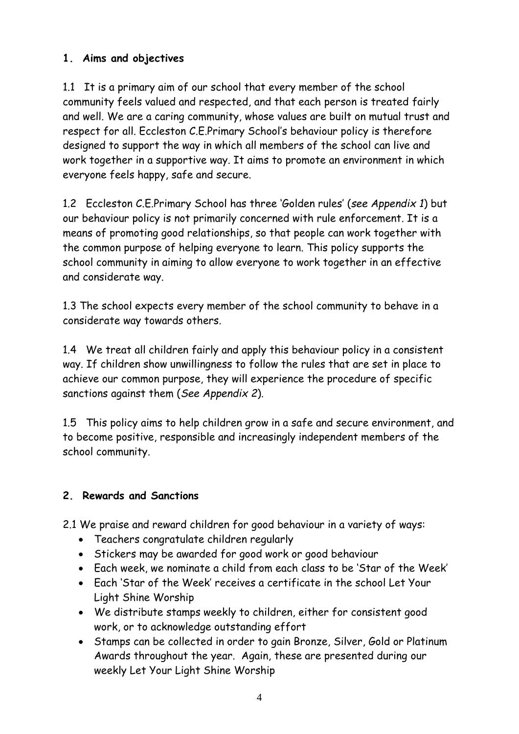## 1. Aims and objectives

1.1 It is a primary aim of our school that every member of the school community feels valued and respected, and that each person is treated fairly and well. We are a caring community, whose values are built on mutual trust and respect for all. Eccleston C.E.Primary School's behaviour policy is therefore designed to support the way in which all members of the school can live and work together in a supportive way. It aims to promote an environment in which everyone feels happy, safe and secure.

1.2 Eccleston C.E.Primary School has three 'Golden rules' (*see Appendix 1*) but our behaviour policy is not primarily concerned with rule enforcement. It is a means of promoting good relationships, so that people can work together with the common purpose of helping everyone to learn. This policy supports the school community in aiming to allow everyone to work together in an effective and considerate way.

1.3 The school expects every member of the school community to behave in a considerate way towards others.

1.4 We treat all children fairly and apply this behaviour policy in a consistent way. If children show unwillingness to follow the rules that are set in place to achieve our common purpose, they will experience the procedure of specific sanctions against them (*See Appendix 2*).

1.5 This policy aims to help children grow in a safe and secure environment, and to become positive, responsible and increasingly independent members of the school community.

## 2. Rewards and Sanctions

2.1 We praise and reward children for good behaviour in a variety of ways:

- Teachers congratulate children regularly
- Stickers may be awarded for good work or good behaviour
- Each week, we nominate a child from each class to be 'Star of the Week'
- Each 'Star of the Week' receives a certificate in the school Let Your Light Shine Worship
- We distribute stamps weekly to children, either for consistent good work, or to acknowledge outstanding effort
- Stamps can be collected in order to gain Bronze, Silver, Gold or Platinum Awards throughout the year. Again, these are presented during our weekly Let Your Light Shine Worship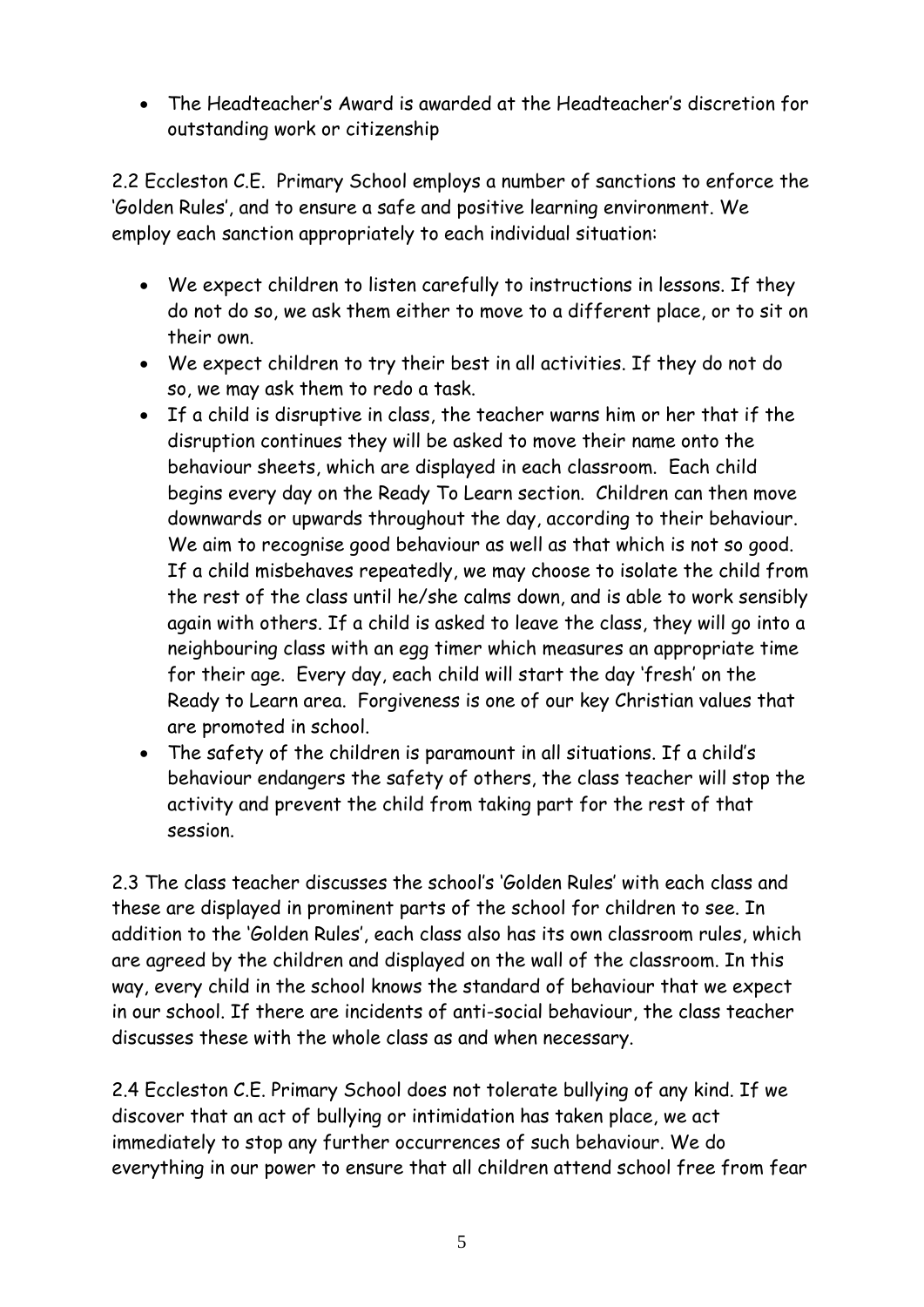- The Headteacher's Award is awarded at the Headteacher's discretion for outstanding work or citizenship

2.2 Eccleston C.E. Primary School employs a number of sanctions to enforce the 'Golden Rules', and to ensure a safe and positive learning environment. We employ each sanction appropriately to each individual situation:

- We expect children to listen carefully to instructions in lessons. If they do not do so, we ask them either to move to a different place, or to sit on their own.
- We expect children to try their best in all activities. If they do not do so, we may ask them to redo a task.
- If a child is disruptive in class, the teacher warns him or her that if the disruption continues they will be asked to move their name onto the behaviour sheets, which are displayed in each classroom. Each child begins every day on the Ready To Learn section. Children can then move downwards or upwards throughout the day, according to their behaviour. We aim to recognise good behaviour as well as that which is not so good. If a child misbehaves repeatedly, we may choose to isolate the child from the rest of the class until he/she calms down, and is able to work sensibly again with others. If a child is asked to leave the class, they will go into a neighbouring class with an egg timer which measures an appropriate time for their age. Every day, each child will start the day 'fresh' on the Ready to Learn area. Forgiveness is one of our key Christian values that are promoted in school.
- The safety of the children is paramount in all situations. If a child's behaviour endangers the safety of others, the class teacher will stop the activity and prevent the child from taking part for the rest of that session.

2.3 The class teacher discusses the school's 'Golden Rules' with each class and these are displayed in prominent parts of the school for children to see. In addition to the 'Golden Rules', each class also has its own classroom rules, which are agreed by the children and displayed on the wall of the classroom. In this way, every child in the school knows the standard of behaviour that we expect in our school. If there are incidents of anti-social behaviour, the class teacher discusses these with the whole class as and when necessary.

2.4 Eccleston C.E. Primary School does not tolerate bullying of any kind. If we discover that an act of bullying or intimidation has taken place, we act immediately to stop any further occurrences of such behaviour. We do everything in our power to ensure that all children attend school free from fear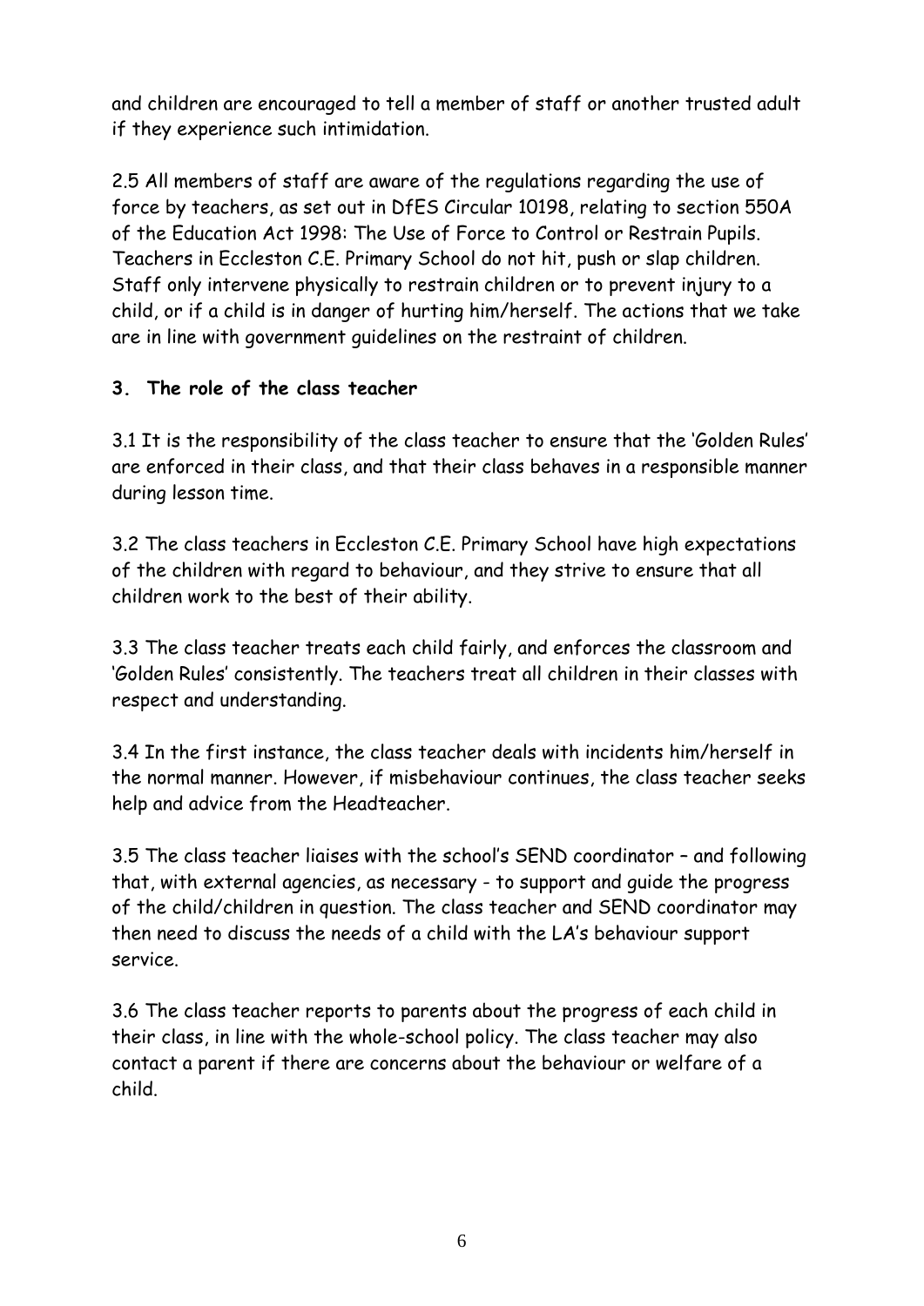and children are encouraged to tell a member of staff or another trusted adult if they experience such intimidation.

2.5 All members of staff are aware of the regulations regarding the use of force by teachers, as set out in DfES Circular 10198, relating to section 550A of the Education Act 1998: The Use of Force to Control or Restrain Pupils. Teachers in Eccleston C.E. Primary School do not hit, push or slap children. Staff only intervene physically to restrain children or to prevent injury to a child, or if a child is in danger of hurting him/herself. The actions that we take are in line with government guidelines on the restraint of children.

### 3. The role of the class teacher

3.1 It is the responsibility of the class teacher to ensure that the 'Golden Rules' are enforced in their class, and that their class behaves in a responsible manner during lesson time.

3.2 The class teachers in Eccleston C.E. Primary School have high expectations of the children with regard to behaviour, and they strive to ensure that all children work to the best of their ability.

3.3 The class teacher treats each child fairly, and enforces the classroom and 'Golden Rules' consistently. The teachers treat all children in their classes with respect and understanding.

3.4 In the first instance, the class teacher deals with incidents him/herself in the normal manner. However, if misbehaviour continues, the class teacher seeks help and advice from the Headteacher.

3.5 The class teacher liaises with the school's SEND coordinator – and following that, with external agencies, as necessary - to support and guide the progress of the child/children in question. The class teacher and SEND coordinator may then need to discuss the needs of a child with the LA's behaviour support service.

3.6 The class teacher reports to parents about the progress of each child in their class, in line with the whole-school policy. The class teacher may also contact a parent if there are concerns about the behaviour or welfare of a child.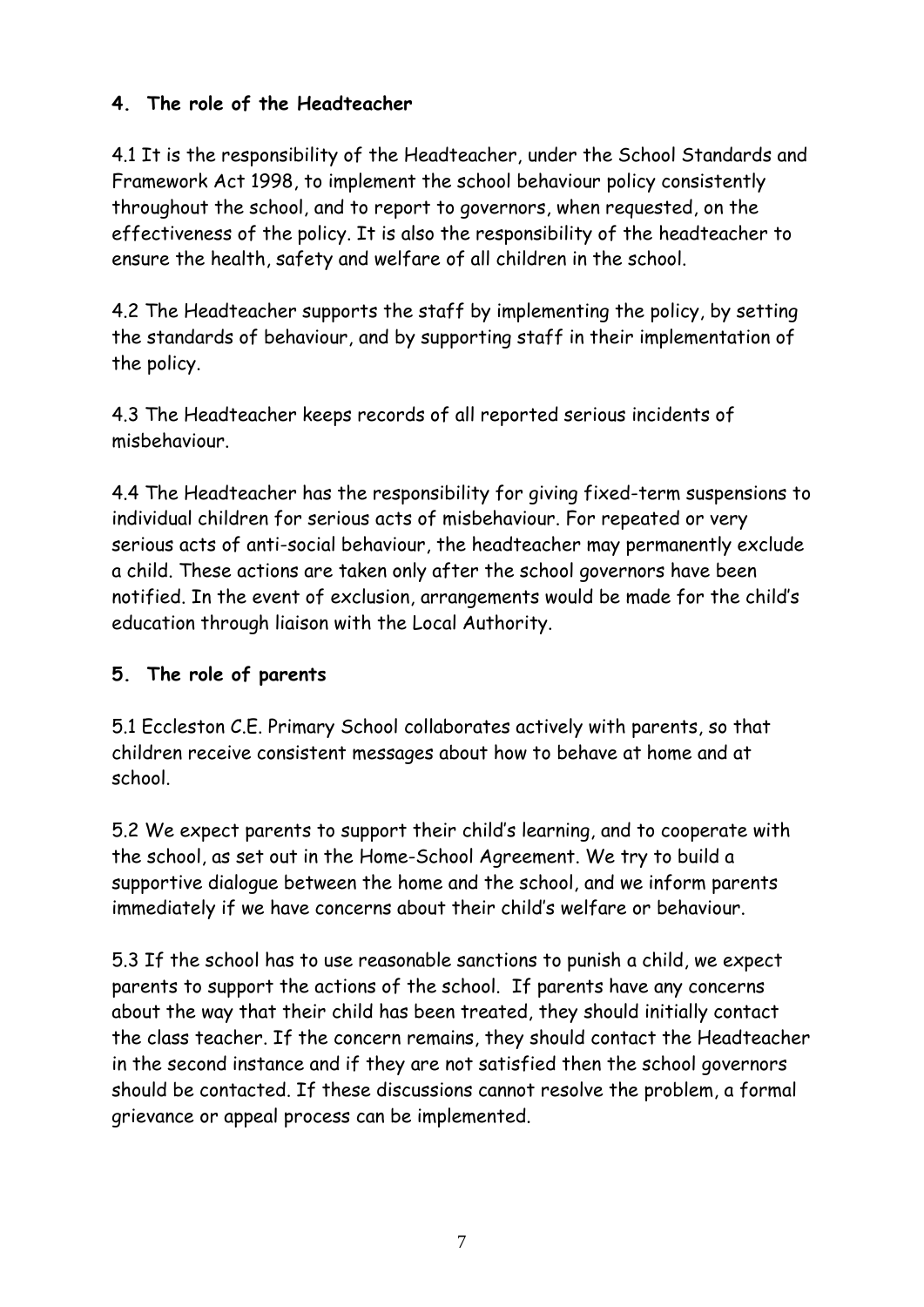## 4. The role of the Headteacher

4.1 It is the responsibility of the Headteacher, under the School Standards and Framework Act 1998, to implement the school behaviour policy consistently throughout the school, and to report to governors, when requested, on the effectiveness of the policy. It is also the responsibility of the headteacher to ensure the health, safety and welfare of all children in the school.

4.2 The Headteacher supports the staff by implementing the policy, by setting the standards of behaviour, and by supporting staff in their implementation of the policy.

4.3 The Headteacher keeps records of all reported serious incidents of misbehaviour.

4.4 The Headteacher has the responsibility for giving fixed-term suspensions to individual children for serious acts of misbehaviour. For repeated or very serious acts of anti-social behaviour, the headteacher may permanently exclude a child. These actions are taken only after the school governors have been notified. In the event of exclusion, arrangements would be made for the child's education through liaison with the Local Authority.

## 5. The role of parents

5.1 Eccleston C.E. Primary School collaborates actively with parents, so that children receive consistent messages about how to behave at home and at school.

5.2 We expect parents to support their child's learning, and to cooperate with the school, as set out in the Home-School Agreement. We try to build a supportive dialogue between the home and the school, and we inform parents immediately if we have concerns about their child's welfare or behaviour.

5.3 If the school has to use reasonable sanctions to punish a child, we expect parents to support the actions of the school. If parents have any concerns about the way that their child has been treated, they should initially contact the class teacher. If the concern remains, they should contact the Headteacher in the second instance and if they are not satisfied then the school governors should be contacted. If these discussions cannot resolve the problem, a formal grievance or appeal process can be implemented.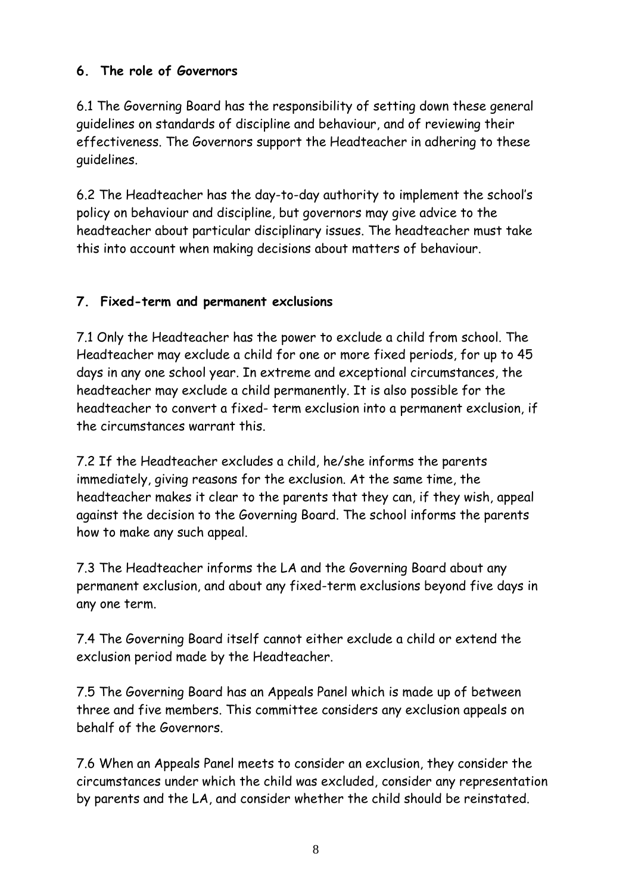## 6. The role of Governors

6.1 The Governing Board has the responsibility of setting down these general guidelines on standards of discipline and behaviour, and of reviewing their effectiveness. The Governors support the Headteacher in adhering to these guidelines.

6.2 The Headteacher has the day-to-day authority to implement the school's policy on behaviour and discipline, but governors may give advice to the headteacher about particular disciplinary issues. The headteacher must take this into account when making decisions about matters of behaviour.

## 7. Fixed-term and permanent exclusions

7.1 Only the Headteacher has the power to exclude a child from school. The Headteacher may exclude a child for one or more fixed periods, for up to 45 days in any one school year. In extreme and exceptional circumstances, the headteacher may exclude a child permanently. It is also possible for the headteacher to convert a fixed- term exclusion into a permanent exclusion, if the circumstances warrant this.

7.2 If the Headteacher excludes a child, he/she informs the parents immediately, giving reasons for the exclusion. At the same time, the headteacher makes it clear to the parents that they can, if they wish, appeal against the decision to the Governing Board. The school informs the parents how to make any such appeal.

7.3 The Headteacher informs the LA and the Governing Board about any permanent exclusion, and about any fixed-term exclusions beyond five days in any one term.

7.4 The Governing Board itself cannot either exclude a child or extend the exclusion period made by the Headteacher.

7.5 The Governing Board has an Appeals Panel which is made up of between three and five members. This committee considers any exclusion appeals on behalf of the Governors.

7.6 When an Appeals Panel meets to consider an exclusion, they consider the circumstances under which the child was excluded, consider any representation by parents and the LA, and consider whether the child should be reinstated.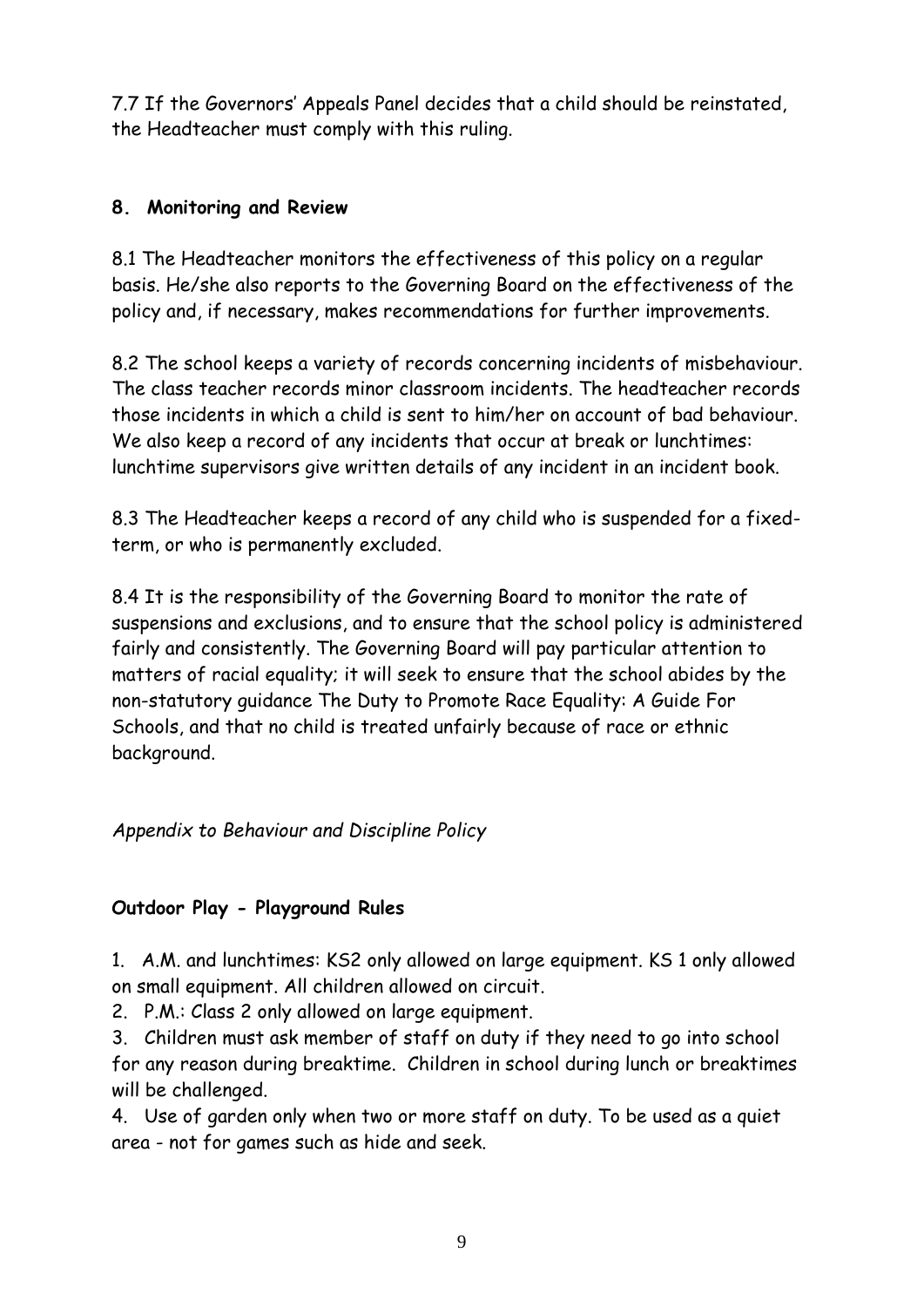7.7 If the Governors' Appeals Panel decides that a child should be reinstated, the Headteacher must comply with this ruling.

## 8. Monitoring and Review

8.1 The Headteacher monitors the effectiveness of this policy on a regular basis. He/she also reports to the Governing Board on the effectiveness of the policy and, if necessary, makes recommendations for further improvements.

8.2 The school keeps a variety of records concerning incidents of misbehaviour. The class teacher records minor classroom incidents. The headteacher records those incidents in which a child is sent to him/her on account of bad behaviour. We also keep a record of any incidents that occur at break or lunchtimes: lunchtime supervisors give written details of any incident in an incident book.

8.3 The Headteacher keeps a record of any child who is suspended for a fixed-term, or who is permanently excluded.

8.4 It is the responsibility of the Governing Board to monitor the rate of suspensions and exclusions, and to ensure that the school policy is administered fairly and consistently. The Governing Board will pay particular attention to matters of racial equality; it will seek to ensure that the school abides by the non-statutory guidance The Duty to Promote Race Equality: A Guide For Schools, and that no child is treated unfairly because of race or ethnic background.

*Appendix to Behaviour and Discipline Policy*

## Outdoor Play - Playground Rules

1. A.M. and lunchtimes: KS2 only allowed on large equipment. KS 1 only allowed on small equipment. All children allowed on circuit.
2. P.M.: Class 2 only allowed on large equipment.
3. Children must ask member of staff on duty if they need to go into school for any reason during breaktime. Children in school during lunch or breaktimes will be challenged.
4. Use of garden only when two or more staff on duty. To be used as a quiet area - not for games such as hide and seek.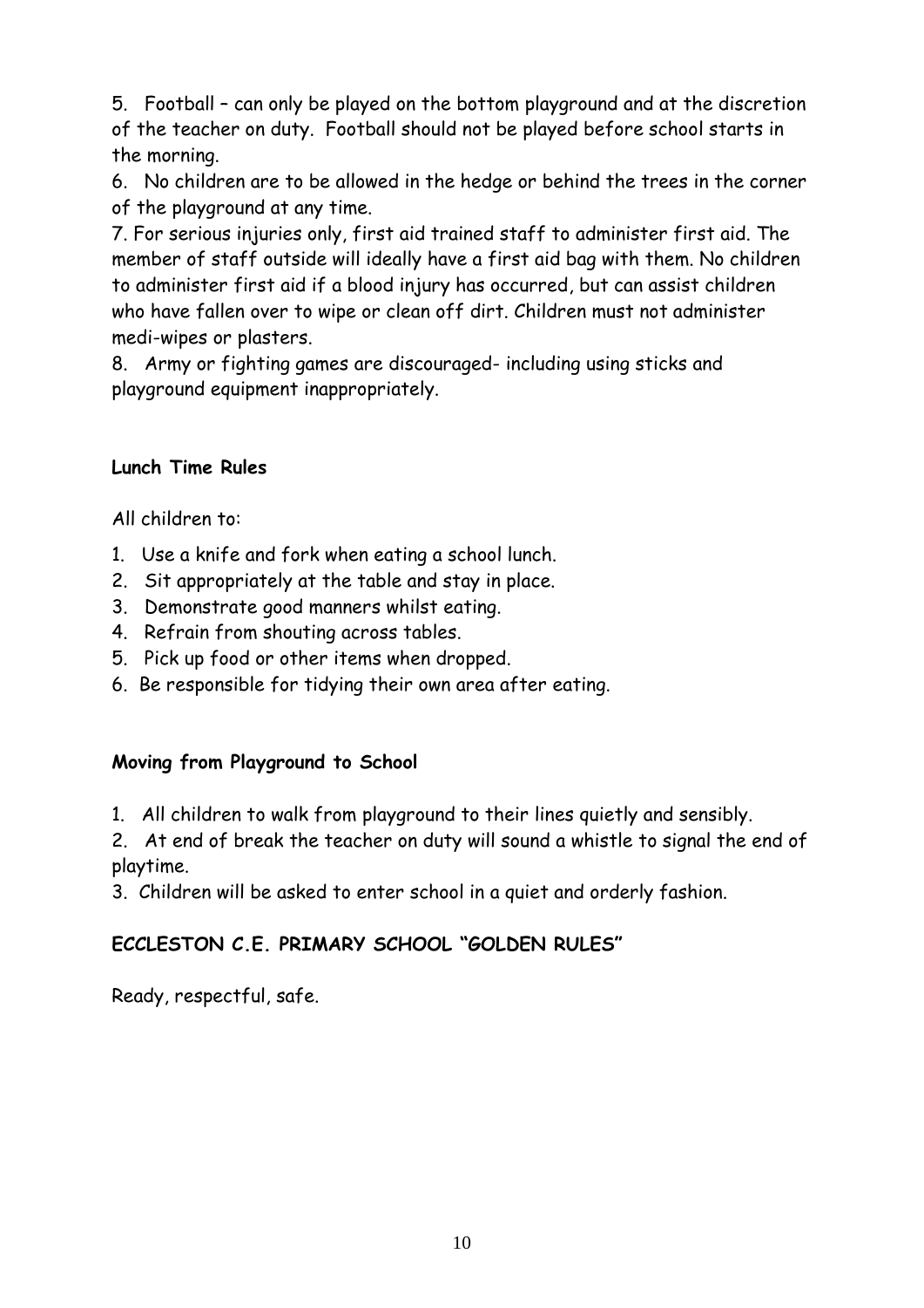5. Football – can only be played on the bottom playground and at the discretion of the teacher on duty. Football should not be played before school starts in the morning.

6. No children are to be allowed in the hedge or behind the trees in the corner of the playground at any time.

7. For serious injuries only, first aid trained staff to administer first aid. The member of staff outside will ideally have a first aid bag with them. No children to administer first aid if a blood injury has occurred, but can assist children who have fallen over to wipe or clean off dirt. Children must not administer medi-wipes or plasters.

8. Army or fighting games are discouraged- including using sticks and playground equipment inappropriately.

**Lunch Time Rules**

All children to:

1. Use a knife and fork when eating a school lunch.
2. Sit appropriately at the table and stay in place.
3. Demonstrate good manners whilst eating.
4. Refrain from shouting across tables.
5. Pick up food or other items when dropped.
6. Be responsible for tidying their own area after eating.

**Moving from Playground to School**

1. All children to walk from playground to their lines quietly and sensibly.
2. At end of break the teacher on duty will sound a whistle to signal the end of playtime.
3. Children will be asked to enter school in a quiet and orderly fashion.

**ECCLESTON C.E. PRIMARY SCHOOL "GOLDEN RULES"**

Ready, respectful, safe.